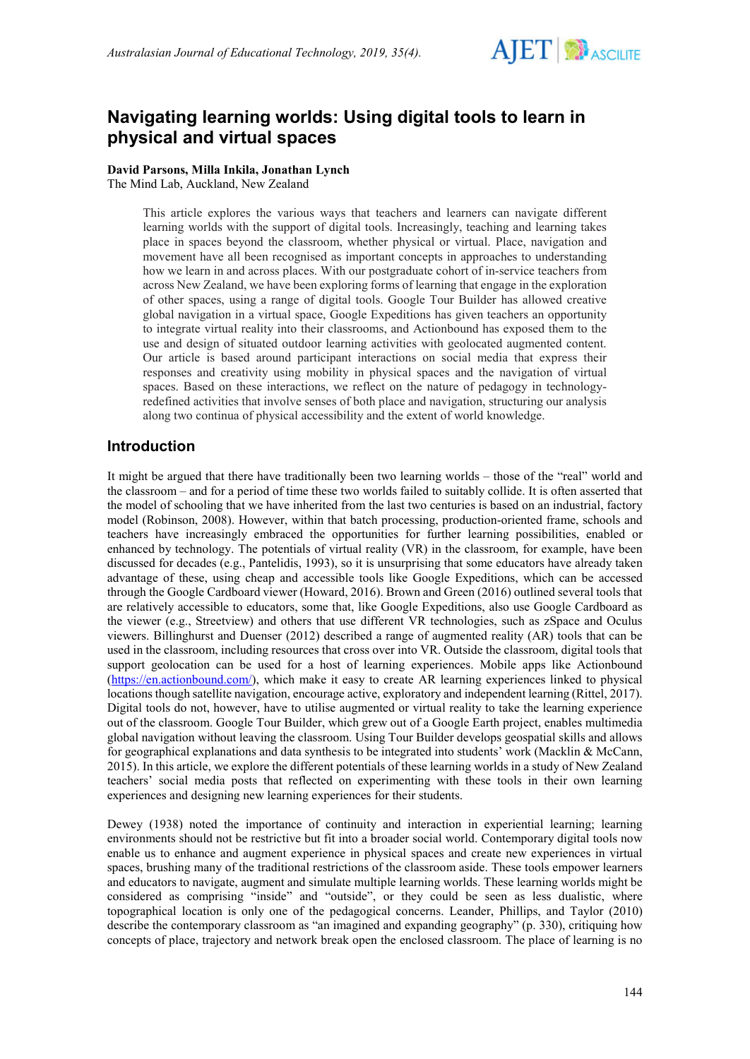# Navigating learning worlds: Using digital tools to learn in physical and virtual spaces

**David Parsons, Milla Inkila, Jonathan Lynch**
The Mind Lab, Auckland, New Zealand

> This article explores the various ways that teachers and learners can navigate different learning worlds with the support of digital tools. Increasingly, teaching and learning takes place in spaces beyond the classroom, whether physical or virtual. Place, navigation and movement have all been recognised as important concepts in approaches to understanding how we learn in and across places. With our postgraduate cohort of in-service teachers from across New Zealand, we have been exploring forms of learning that engage in the exploration of other spaces, using a range of digital tools. Google Tour Builder has allowed creative global navigation in a virtual space, Google Expeditions has given teachers an opportunity to integrate virtual reality into their classrooms, and Actionbound has exposed them to the use and design of situated outdoor learning activities with geolocated augmented content. Our article is based around participant interactions on social media that express their responses and creativity using mobility in physical spaces and the navigation of virtual spaces. Based on these interactions, we reflect on the nature of pedagogy in technology-redefined activities that involve senses of both place and navigation, structuring our analysis along two continua of physical accessibility and the extent of world knowledge.

## Introduction

It might be argued that there have traditionally been two learning worlds – those of the "real" world and the classroom – and for a period of time these two worlds failed to suitably collide. It is often asserted that the model of schooling that we have inherited from the last two centuries is based on an industrial, factory model (Robinson, 2008). However, within that batch processing, production-oriented frame, schools and teachers have increasingly embraced the opportunities for further learning possibilities, enabled or enhanced by technology. The potentials of virtual reality (VR) in the classroom, for example, have been discussed for decades (e.g., Pantelidis, 1993), so it is unsurprising that some educators have already taken advantage of these, using cheap and accessible tools like Google Expeditions, which can be accessed through the Google Cardboard viewer (Howard, 2016). Brown and Green (2016) outlined several tools that are relatively accessible to educators, some that, like Google Expeditions, also use Google Cardboard as the viewer (e.g., Streetview) and others that use different VR technologies, such as zSpace and Oculus viewers. Billinghurst and Duenser (2012) described a range of augmented reality (AR) tools that can be used in the classroom, including resources that cross over into VR. Outside the classroom, digital tools that support geolocation can be used for a host of learning experiences. Mobile apps like Actionbound (https://en.actionbound.com/), which make it easy to create AR learning experiences linked to physical locations though satellite navigation, encourage active, exploratory and independent learning (Rittel, 2017). Digital tools do not, however, have to utilise augmented or virtual reality to take the learning experience out of the classroom. Google Tour Builder, which grew out of a Google Earth project, enables multimedia global navigation without leaving the classroom. Using Tour Builder develops geospatial skills and allows for geographical explanations and data synthesis to be integrated into students' work (Macklin & McCann, 2015). In this article, we explore the different potentials of these learning worlds in a study of New Zealand teachers' social media posts that reflected on experimenting with these tools in their own learning experiences and designing new learning experiences for their students.

Dewey (1938) noted the importance of continuity and interaction in experiential learning; learning environments should not be restrictive but fit into a broader social world. Contemporary digital tools now enable us to enhance and augment experience in physical spaces and create new experiences in virtual spaces, brushing many of the traditional restrictions of the classroom aside. These tools empower learners and educators to navigate, augment and simulate multiple learning worlds. These learning worlds might be considered as comprising "inside" and "outside", or they could be seen as less dualistic, where topographical location is only one of the pedagogical concerns. Leander, Phillips, and Taylor (2010) describe the contemporary classroom as "an imagined and expanding geography" (p. 330), critiquing how concepts of place, trajectory and network break open the enclosed classroom. The place of learning is no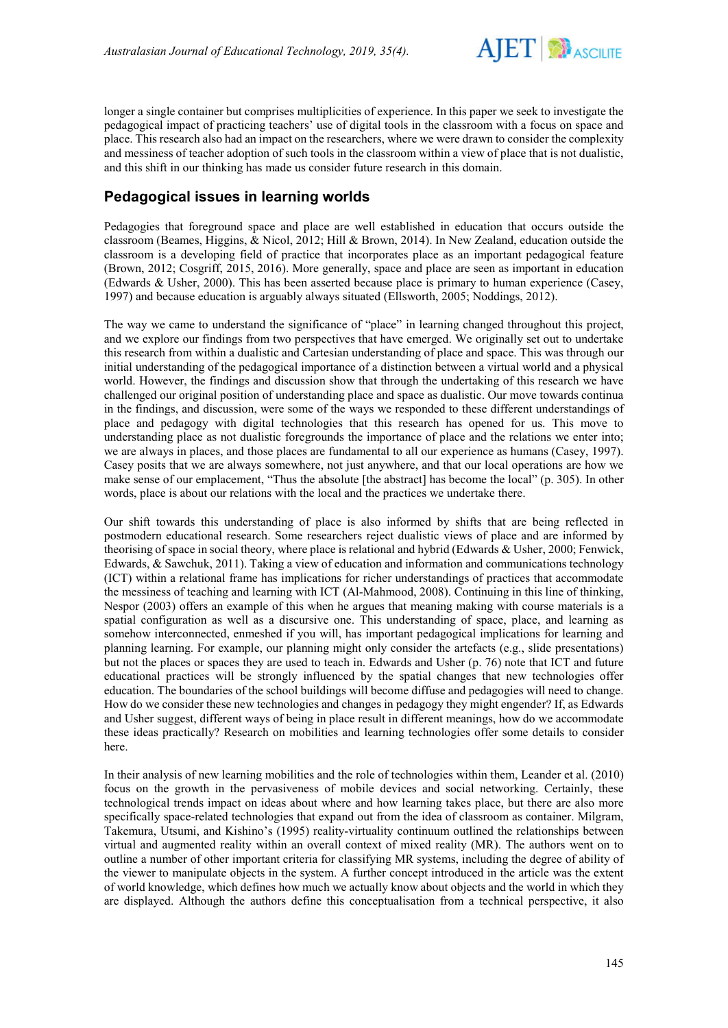longer a single container but comprises multiplicities of experience. In this paper we seek to investigate the pedagogical impact of practicing teachers' use of digital tools in the classroom with a focus on space and place. This research also had an impact on the researchers, where we were drawn to consider the complexity and messiness of teacher adoption of such tools in the classroom within a view of place that is not dualistic, and this shift in our thinking has made us consider future research in this domain.

## Pedagogical issues in learning worlds

Pedagogies that foreground space and place are well established in education that occurs outside the classroom (Beames, Higgins, & Nicol, 2012; Hill & Brown, 2014). In New Zealand, education outside the classroom is a developing field of practice that incorporates place as an important pedagogical feature (Brown, 2012; Cosgriff, 2015, 2016). More generally, space and place are seen as important in education (Edwards & Usher, 2000). This has been asserted because place is primary to human experience (Casey, 1997) and because education is arguably always situated (Ellsworth, 2005; Noddings, 2012).

The way we came to understand the significance of "place" in learning changed throughout this project, and we explore our findings from two perspectives that have emerged. We originally set out to undertake this research from within a dualistic and Cartesian understanding of place and space. This was through our initial understanding of the pedagogical importance of a distinction between a virtual world and a physical world. However, the findings and discussion show that through the undertaking of this research we have challenged our original position of understanding place and space as dualistic. Our move towards continua in the findings, and discussion, were some of the ways we responded to these different understandings of place and pedagogy with digital technologies that this research has opened for us. This move to understanding place as not dualistic foregrounds the importance of place and the relations we enter into; we are always in places, and those places are fundamental to all our experience as humans (Casey, 1997). Casey posits that we are always somewhere, not just anywhere, and that our local operations are how we make sense of our emplacement, "Thus the absolute [the abstract] has become the local" (p. 305). In other words, place is about our relations with the local and the practices we undertake there.

Our shift towards this understanding of place is also informed by shifts that are being reflected in postmodern educational research. Some researchers reject dualistic views of place and are informed by theorising of space in social theory, where place is relational and hybrid (Edwards & Usher, 2000; Fenwick, Edwards, & Sawchuk, 2011). Taking a view of education and information and communications technology (ICT) within a relational frame has implications for richer understandings of practices that accommodate the messiness of teaching and learning with ICT (Al-Mahmood, 2008). Continuing in this line of thinking, Nespor (2003) offers an example of this when he argues that meaning making with course materials is a spatial configuration as well as a discursive one. This understanding of space, place, and learning as somehow interconnected, enmeshed if you will, has important pedagogical implications for learning and planning learning. For example, our planning might only consider the artefacts (e.g., slide presentations) but not the places or spaces they are used to teach in. Edwards and Usher (p. 76) note that ICT and future educational practices will be strongly influenced by the spatial changes that new technologies offer education. The boundaries of the school buildings will become diffuse and pedagogies will need to change. How do we consider these new technologies and changes in pedagogy they might engender? If, as Edwards and Usher suggest, different ways of being in place result in different meanings, how do we accommodate these ideas practically? Research on mobilities and learning technologies offer some details to consider here.

In their analysis of new learning mobilities and the role of technologies within them, Leander et al. (2010) focus on the growth in the pervasiveness of mobile devices and social networking. Certainly, these technological trends impact on ideas about where and how learning takes place, but there are also more specifically space-related technologies that expand out from the idea of classroom as container. Milgram, Takemura, Utsumi, and Kishino's (1995) reality-virtuality continuum outlined the relationships between virtual and augmented reality within an overall context of mixed reality (MR). The authors went on to outline a number of other important criteria for classifying MR systems, including the degree of ability of the viewer to manipulate objects in the system. A further concept introduced in the article was the extent of world knowledge, which defines how much we actually know about objects and the world in which they are displayed. Although the authors define this conceptualisation from a technical perspective, it also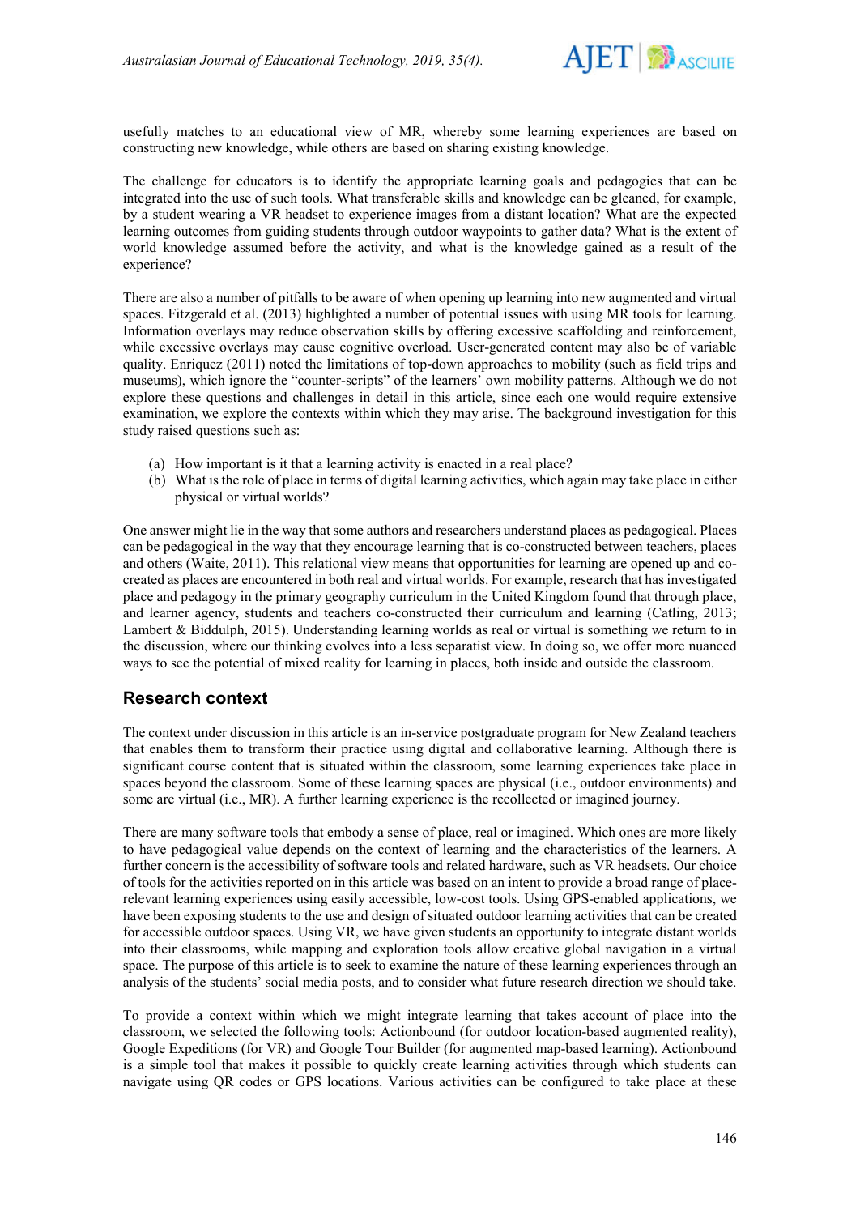usefully matches to an educational view of MR, whereby some learning experiences are based on constructing new knowledge, while others are based on sharing existing knowledge.

The challenge for educators is to identify the appropriate learning goals and pedagogies that can be integrated into the use of such tools. What transferable skills and knowledge can be gleaned, for example, by a student wearing a VR headset to experience images from a distant location? What are the expected learning outcomes from guiding students through outdoor waypoints to gather data? What is the extent of world knowledge assumed before the activity, and what is the knowledge gained as a result of the experience?

There are also a number of pitfalls to be aware of when opening up learning into new augmented and virtual spaces. Fitzgerald et al. (2013) highlighted a number of potential issues with using MR tools for learning. Information overlays may reduce observation skills by offering excessive scaffolding and reinforcement, while excessive overlays may cause cognitive overload. User-generated content may also be of variable quality. Enriquez (2011) noted the limitations of top-down approaches to mobility (such as field trips and museums), which ignore the "counter-scripts" of the learners' own mobility patterns. Although we do not explore these questions and challenges in detail in this article, since each one would require extensive examination, we explore the contexts within which they may arise. The background investigation for this study raised questions such as:

(a) How important is it that a learning activity is enacted in a real place?
(b) What is the role of place in terms of digital learning activities, which again may take place in either physical or virtual worlds?

One answer might lie in the way that some authors and researchers understand places as pedagogical. Places can be pedagogical in the way that they encourage learning that is co-constructed between teachers, places and others (Waite, 2011). This relational view means that opportunities for learning are opened up and co-created as places are encountered in both real and virtual worlds. For example, research that has investigated place and pedagogy in the primary geography curriculum in the United Kingdom found that through place, and learner agency, students and teachers co-constructed their curriculum and learning (Catling, 2013; Lambert & Biddulph, 2015). Understanding learning worlds as real or virtual is something we return to in the discussion, where our thinking evolves into a less separatist view. In doing so, we offer more nuanced ways to see the potential of mixed reality for learning in places, both inside and outside the classroom.

## Research context

The context under discussion in this article is an in-service postgraduate program for New Zealand teachers that enables them to transform their practice using digital and collaborative learning. Although there is significant course content that is situated within the classroom, some learning experiences take place in spaces beyond the classroom. Some of these learning spaces are physical (i.e., outdoor environments) and some are virtual (i.e., MR). A further learning experience is the recollected or imagined journey.

There are many software tools that embody a sense of place, real or imagined. Which ones are more likely to have pedagogical value depends on the context of learning and the characteristics of the learners. A further concern is the accessibility of software tools and related hardware, such as VR headsets. Our choice of tools for the activities reported on in this article was based on an intent to provide a broad range of place-relevant learning experiences using easily accessible, low-cost tools. Using GPS-enabled applications, we have been exposing students to the use and design of situated outdoor learning activities that can be created for accessible outdoor spaces. Using VR, we have given students an opportunity to integrate distant worlds into their classrooms, while mapping and exploration tools allow creative global navigation in a virtual space. The purpose of this article is to seek to examine the nature of these learning experiences through an analysis of the students' social media posts, and to consider what future research direction we should take.

To provide a context within which we might integrate learning that takes account of place into the classroom, we selected the following tools: Actionbound (for outdoor location-based augmented reality), Google Expeditions (for VR) and Google Tour Builder (for augmented map-based learning). Actionbound is a simple tool that makes it possible to quickly create learning activities through which students can navigate using QR codes or GPS locations. Various activities can be configured to take place at these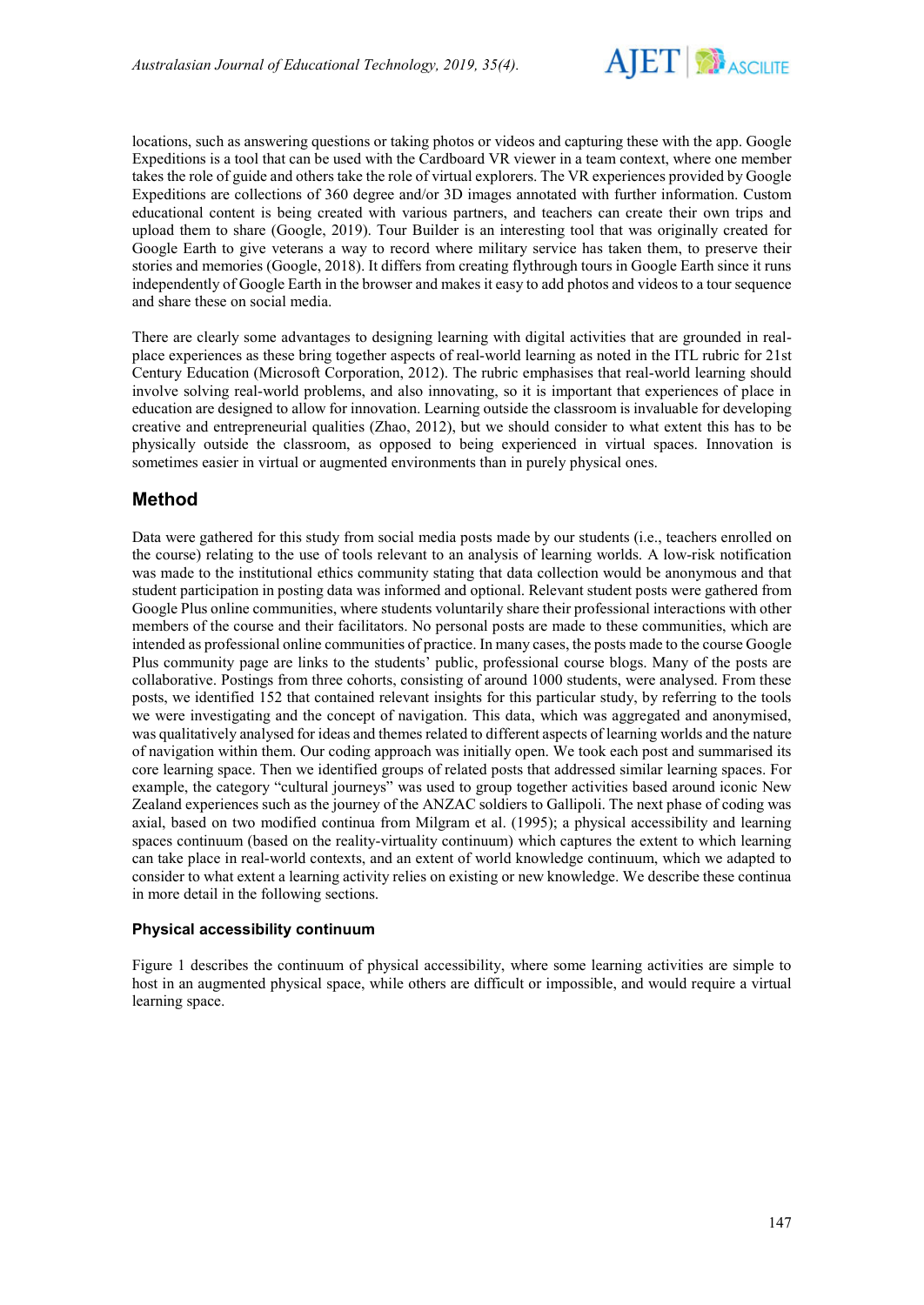locations, such as answering questions or taking photos or videos and capturing these with the app. Google Expeditions is a tool that can be used with the Cardboard VR viewer in a team context, where one member takes the role of guide and others take the role of virtual explorers. The VR experiences provided by Google Expeditions are collections of 360 degree and/or 3D images annotated with further information. Custom educational content is being created with various partners, and teachers can create their own trips and upload them to share (Google, 2019). Tour Builder is an interesting tool that was originally created for Google Earth to give veterans a way to record where military service has taken them, to preserve their stories and memories (Google, 2018). It differs from creating flythrough tours in Google Earth since it runs independently of Google Earth in the browser and makes it easy to add photos and videos to a tour sequence and share these on social media.

There are clearly some advantages to designing learning with digital activities that are grounded in real-place experiences as these bring together aspects of real-world learning as noted in the ITL rubric for 21st Century Education (Microsoft Corporation, 2012). The rubric emphasises that real-world learning should involve solving real-world problems, and also innovating, so it is important that experiences of place in education are designed to allow for innovation. Learning outside the classroom is invaluable for developing creative and entrepreneurial qualities (Zhao, 2012), but we should consider to what extent this has to be physically outside the classroom, as opposed to being experienced in virtual spaces. Innovation is sometimes easier in virtual or augmented environments than in purely physical ones.

## Method

Data were gathered for this study from social media posts made by our students (i.e., teachers enrolled on the course) relating to the use of tools relevant to an analysis of learning worlds. A low-risk notification was made to the institutional ethics community stating that data collection would be anonymous and that student participation in posting data was informed and optional. Relevant student posts were gathered from Google Plus online communities, where students voluntarily share their professional interactions with other members of the course and their facilitators. No personal posts are made to these communities, which are intended as professional online communities of practice. In many cases, the posts made to the course Google Plus community page are links to the students' public, professional course blogs. Many of the posts are collaborative. Postings from three cohorts, consisting of around 1000 students, were analysed. From these posts, we identified 152 that contained relevant insights for this particular study, by referring to the tools we were investigating and the concept of navigation. This data, which was aggregated and anonymised, was qualitatively analysed for ideas and themes related to different aspects of learning worlds and the nature of navigation within them. Our coding approach was initially open. We took each post and summarised its core learning space. Then we identified groups of related posts that addressed similar learning spaces. For example, the category "cultural journeys" was used to group together activities based around iconic New Zealand experiences such as the journey of the ANZAC soldiers to Gallipoli. The next phase of coding was axial, based on two modified continua from Milgram et al. (1995); a physical accessibility and learning spaces continuum (based on the reality-virtuality continuum) which captures the extent to which learning can take place in real-world contexts, and an extent of world knowledge continuum, which we adapted to consider to what extent a learning activity relies on existing or new knowledge. We describe these continua in more detail in the following sections.

### Physical accessibility continuum

Figure 1 describes the continuum of physical accessibility, where some learning activities are simple to host in an augmented physical space, while others are difficult or impossible, and would require a virtual learning space.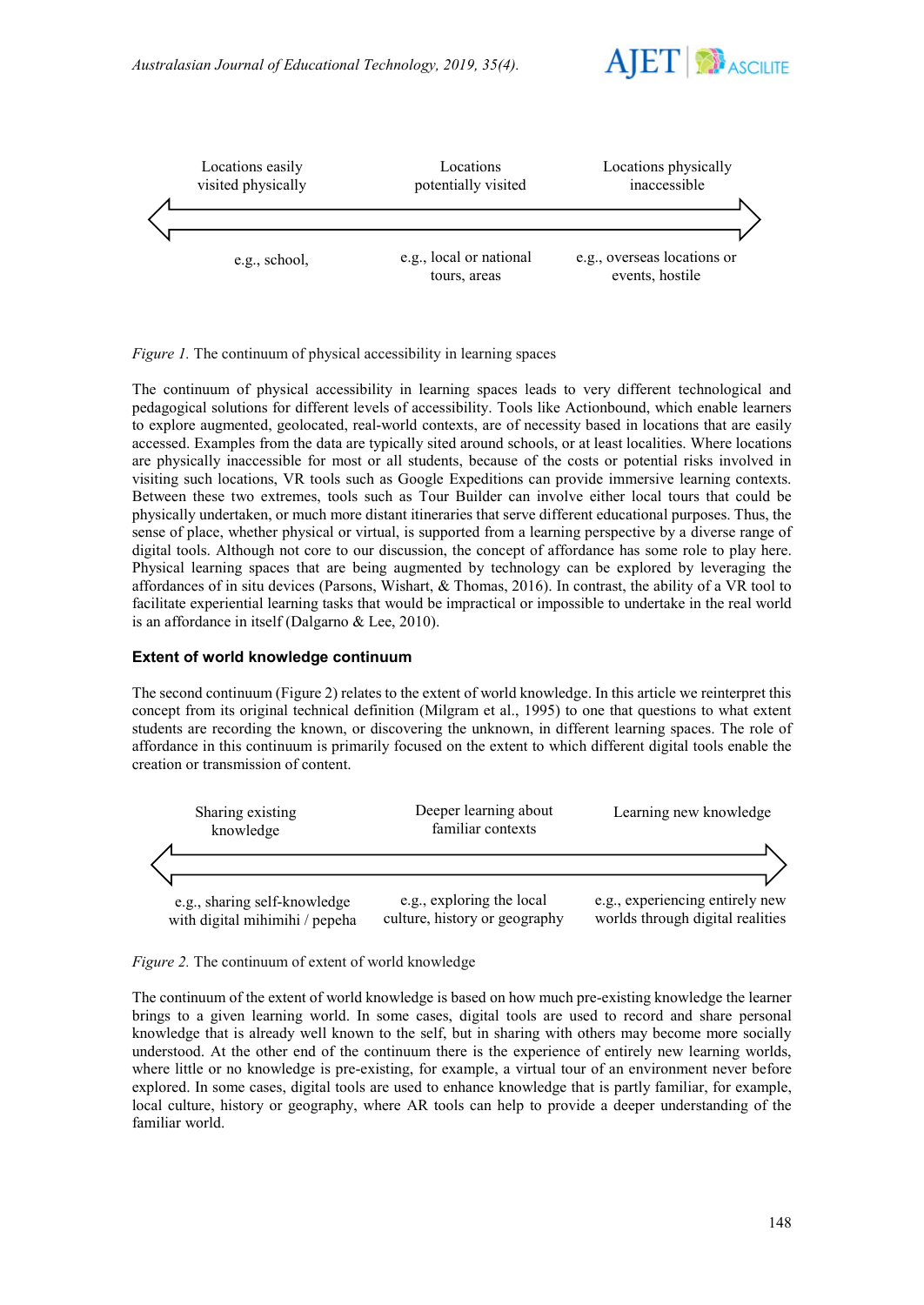Locations easily visited physically — Locations potentially visited — Locations physically inaccessible

e.g., school, — e.g., local or national tours, areas — e.g., overseas locations or events, hostile

*Figure 1.* The continuum of physical accessibility in learning spaces

The continuum of physical accessibility in learning spaces leads to very different technological and pedagogical solutions for different levels of accessibility. Tools like Actionbound, which enable learners to explore augmented, geolocated, real-world contexts, are of necessity based in locations that are easily accessed. Examples from the data are typically sited around schools, or at least localities. Where locations are physically inaccessible for most or all students, because of the costs or potential risks involved in visiting such locations, VR tools such as Google Expeditions can provide immersive learning contexts. Between these two extremes, tools such as Tour Builder can involve either local tours that could be physically undertaken, or much more distant itineraries that serve different educational purposes. Thus, the sense of place, whether physical or virtual, is supported from a learning perspective by a diverse range of digital tools. Although not core to our discussion, the concept of affordance has some role to play here. Physical learning spaces that are being augmented by technology can be explored by leveraging the affordances of in situ devices (Parsons, Wishart, & Thomas, 2016). In contrast, the ability of a VR tool to facilitate experiential learning tasks that would be impractical or impossible to undertake in the real world is an affordance in itself (Dalgarno & Lee, 2010).

### Extent of world knowledge continuum

The second continuum (Figure 2) relates to the extent of world knowledge. In this article we reinterpret this concept from its original technical definition (Milgram et al., 1995) to one that questions to what extent students are recording the known, or discovering the unknown, in different learning spaces. The role of affordance in this continuum is primarily focused on the extent to which different digital tools enable the creation or transmission of content.

Sharing existing knowledge — Deeper learning about familiar contexts — Learning new knowledge

e.g., sharing self-knowledge with digital mihimihi / pepeha — e.g., exploring the local culture, history or geography — e.g., experiencing entirely new worlds through digital realities

*Figure 2.* The continuum of extent of world knowledge

The continuum of the extent of world knowledge is based on how much pre-existing knowledge the learner brings to a given learning world. In some cases, digital tools are used to record and share personal knowledge that is already well known to the self, but in sharing with others may become more socially understood. At the other end of the continuum there is the experience of entirely new learning worlds, where little or no knowledge is pre-existing, for example, a virtual tour of an environment never before explored. In some cases, digital tools are used to enhance knowledge that is partly familiar, for example, local culture, history or geography, where AR tools can help to provide a deeper understanding of the familiar world.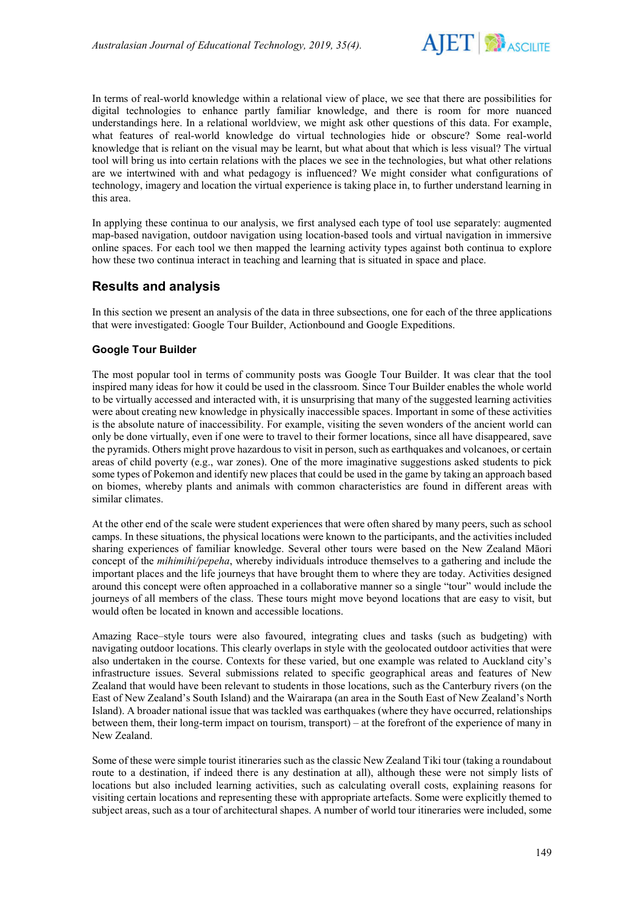In terms of real-world knowledge within a relational view of place, we see that there are possibilities for digital technologies to enhance partly familiar knowledge, and there is room for more nuanced understandings here. In a relational worldview, we might ask other questions of this data. For example, what features of real-world knowledge do virtual technologies hide or obscure? Some real-world knowledge that is reliant on the visual may be learnt, but what about that which is less visual? The virtual tool will bring us into certain relations with the places we see in the technologies, but what other relations are we intertwined with and what pedagogy is influenced? We might consider what configurations of technology, imagery and location the virtual experience is taking place in, to further understand learning in this area.

In applying these continua to our analysis, we first analysed each type of tool use separately: augmented map-based navigation, outdoor navigation using location-based tools and virtual navigation in immersive online spaces. For each tool we then mapped the learning activity types against both continua to explore how these two continua interact in teaching and learning that is situated in space and place.

## Results and analysis

In this section we present an analysis of the data in three subsections, one for each of the three applications that were investigated: Google Tour Builder, Actionbound and Google Expeditions.

### Google Tour Builder

The most popular tool in terms of community posts was Google Tour Builder. It was clear that the tool inspired many ideas for how it could be used in the classroom. Since Tour Builder enables the whole world to be virtually accessed and interacted with, it is unsurprising that many of the suggested learning activities were about creating new knowledge in physically inaccessible spaces. Important in some of these activities is the absolute nature of inaccessibility. For example, visiting the seven wonders of the ancient world can only be done virtually, even if one were to travel to their former locations, since all have disappeared, save the pyramids. Others might prove hazardous to visit in person, such as earthquakes and volcanoes, or certain areas of child poverty (e.g., war zones). One of the more imaginative suggestions asked students to pick some types of Pokemon and identify new places that could be used in the game by taking an approach based on biomes, whereby plants and animals with common characteristics are found in different areas with similar climates.

At the other end of the scale were student experiences that were often shared by many peers, such as school camps. In these situations, the physical locations were known to the participants, and the activities included sharing experiences of familiar knowledge. Several other tours were based on the New Zealand Māori concept of the *mihimihi/pepeha*, whereby individuals introduce themselves to a gathering and include the important places and the life journeys that have brought them to where they are today. Activities designed around this concept were often approached in a collaborative manner so a single "tour" would include the journeys of all members of the class. These tours might move beyond locations that are easy to visit, but would often be located in known and accessible locations.

Amazing Race–style tours were also favoured, integrating clues and tasks (such as budgeting) with navigating outdoor locations. This clearly overlaps in style with the geolocated outdoor activities that were also undertaken in the course. Contexts for these varied, but one example was related to Auckland city's infrastructure issues. Several submissions related to specific geographical areas and features of New Zealand that would have been relevant to students in those locations, such as the Canterbury rivers (on the East of New Zealand's South Island) and the Wairarapa (an area in the South East of New Zealand's North Island). A broader national issue that was tackled was earthquakes (where they have occurred, relationships between them, their long-term impact on tourism, transport) – at the forefront of the experience of many in New Zealand.

Some of these were simple tourist itineraries such as the classic New Zealand Tiki tour (taking a roundabout route to a destination, if indeed there is any destination at all), although these were not simply lists of locations but also included learning activities, such as calculating overall costs, explaining reasons for visiting certain locations and representing these with appropriate artefacts. Some were explicitly themed to subject areas, such as a tour of architectural shapes. A number of world tour itineraries were included, some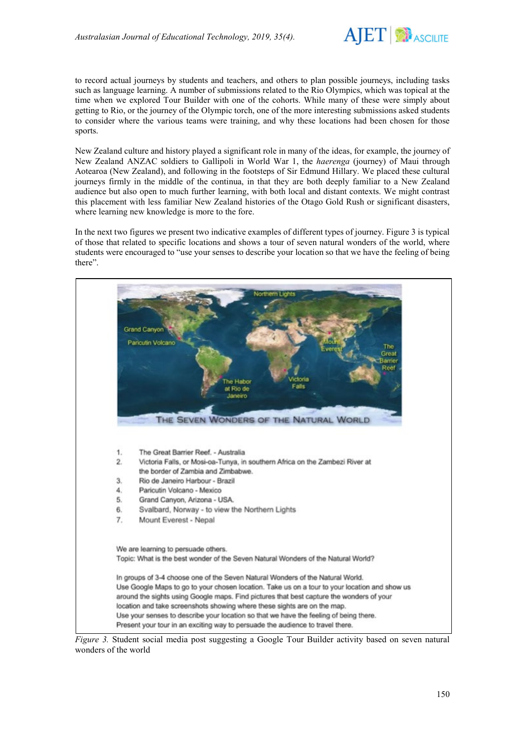to record actual journeys by students and teachers, and others to plan possible journeys, including tasks such as language learning. A number of submissions related to the Rio Olympics, which was topical at the time when we explored Tour Builder with one of the cohorts. While many of these were simply about getting to Rio, or the journey of the Olympic torch, one of the more interesting submissions asked students to consider where the various teams were training, and why these locations had been chosen for those sports.

New Zealand culture and history played a significant role in many of the ideas, for example, the journey of New Zealand ANZAC soldiers to Gallipoli in World War 1, the *haerenga* (journey) of Maui through Aotearoa (New Zealand), and following in the footsteps of Sir Edmund Hillary. We placed these cultural journeys firmly in the middle of the continua, in that they are both deeply familiar to a New Zealand audience but also open to much further learning, with both local and distant contexts. We might contrast this placement with less familiar New Zealand histories of the Otago Gold Rush or significant disasters, where learning new knowledge is more to the fore.

In the next two figures we present two indicative examples of different types of journey. Figure 3 is typical of those that related to specific locations and shows a tour of seven natural wonders of the world, where students were encouraged to "use your senses to describe your location so that we have the feeling of being there".

THE SEVEN WONDERS OF THE NATURAL WORLD

1. The Great Barrier Reef. - Australia
2. Victoria Falls, or Mosi-oa-Tunya, in southern Africa on the Zambezi River at the border of Zambia and Zimbabwe.
3. Rio de Janeiro Harbour - Brazil
4. Paricutin Volcano - Mexico
5. Grand Canyon, Arizona - USA.
6. Svalbard, Norway - to view the Northern Lights
7. Mount Everest - Nepal

We are learning to persuade others.
Topic: What is the best wonder of the Seven Natural Wonders of the Natural World?

In groups of 3-4 choose one of the Seven Natural Wonders of the Natural World.
Use Google Maps to go to your chosen location. Take us on a tour to your location and show us around the sights using Google maps. Find pictures that best capture the wonders of your location and take screenshots showing where these sights are on the map.
Use your senses to describe your location so that we have the feeling of being there.
Present your tour in an exciting way to persuade the audience to travel there.

*Figure 3.* Student social media post suggesting a Google Tour Builder activity based on seven natural wonders of the world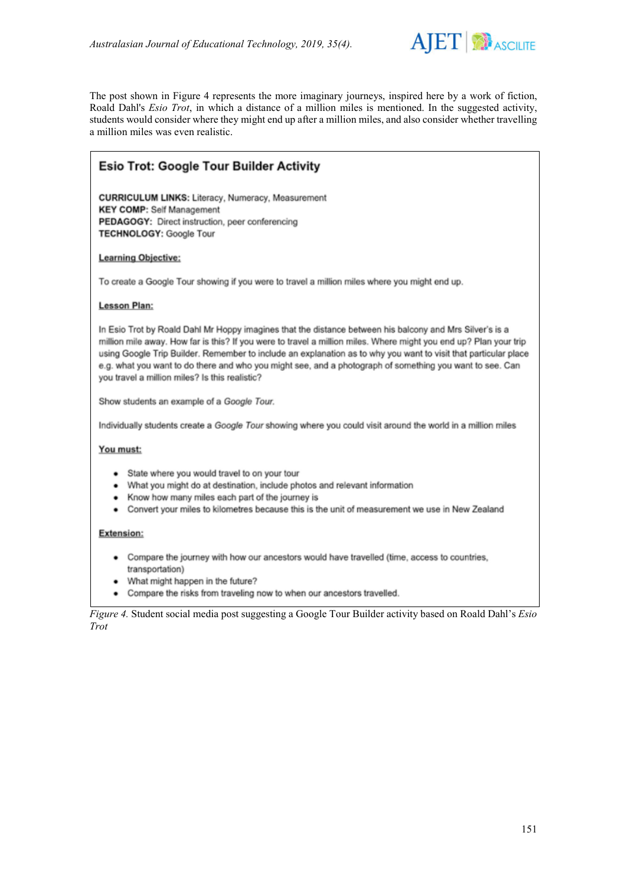The post shown in Figure 4 represents the more imaginary journeys, inspired here by a work of fiction, Roald Dahl's *Esio Trot*, in which a distance of a million miles is mentioned. In the suggested activity, students would consider where they might end up after a million miles, and also consider whether travelling a million miles was even realistic.

## Esio Trot: Google Tour Builder Activity

**CURRICULUM LINKS:** Literacy, Numeracy, Measurement
**KEY COMP:** Self Management
**PEDAGOGY:** Direct instruction, peer conferencing
**TECHNOLOGY:** Google Tour

**Learning Objective:**

To create a Google Tour showing if you were to travel a million miles where you might end up.

**Lesson Plan:**

In Esio Trot by Roald Dahl Mr Hoppy imagines that the distance between his balcony and Mrs Silver's is a million mile away. How far is this? If you were to travel a million miles. Where might you end up? Plan your trip using Google Trip Builder. Remember to include an explanation as to why you want to visit that particular place e.g. what you want to do there and who you might see, and a photograph of something you want to see. Can you travel a million miles? Is this realistic?

Show students an example of a *Google Tour.*

Individually students create a *Google Tour* showing where you could visit around the world in a million miles

**You must:**

- State where you would travel to on your tour
- What you might do at destination, include photos and relevant information
- Know how many miles each part of the journey is
- Convert your miles to kilometres because this is the unit of measurement we use in New Zealand

**Extension:**

- Compare the journey with how our ancestors would have travelled (time, access to countries, transportation)
- What might happen in the future?
- Compare the risks from traveling now to when our ancestors travelled.

*Figure 4.* Student social media post suggesting a Google Tour Builder activity based on Roald Dahl's *Esio Trot*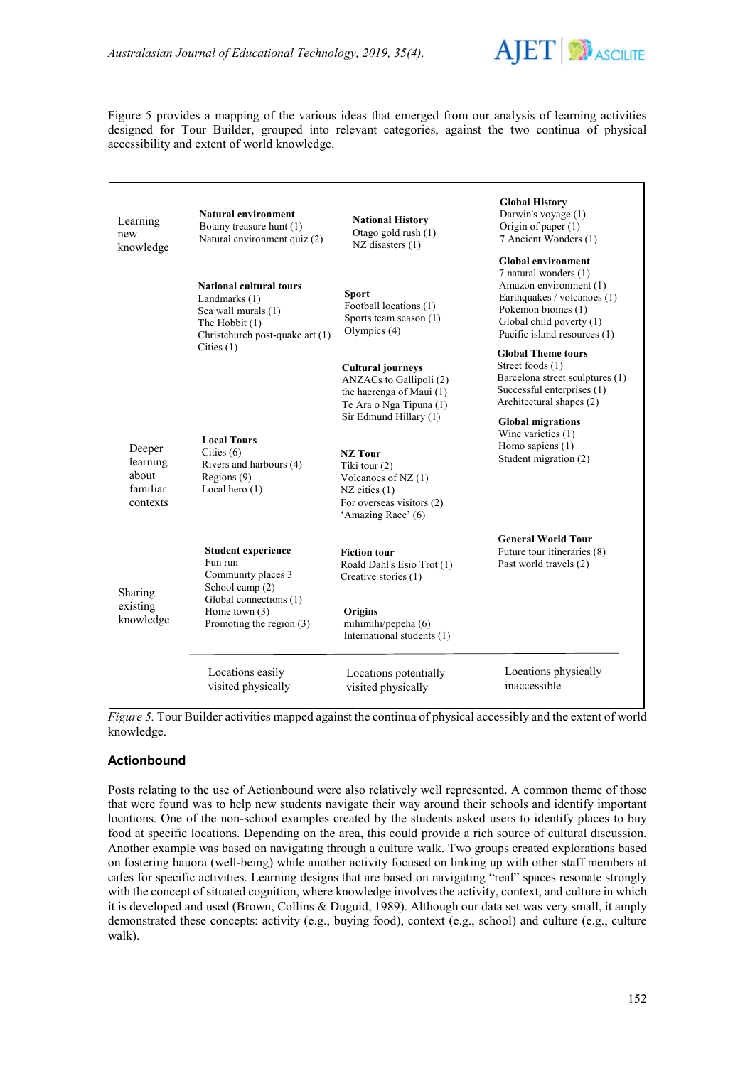Figure 5 provides a mapping of the various ideas that emerged from our analysis of learning activities designed for Tour Builder, grouped into relevant categories, against the two continua of physical accessibility and extent of world knowledge.

| | Locations easily visited physically | Locations potentially visited physically | Locations physically inaccessible |
|---|---|---|---|
| Learning new knowledge | **Natural environment**<br>Botany treasure hunt (1)<br>Natural environment quiz (2)<br><br>**National cultural tours**<br>Landmarks (1)<br>Sea wall murals (1)<br>The Hobbit (1)<br>Christchurch post-quake art (1)<br>Cities (1) | **National History**<br>Otago gold rush (1)<br>NZ disasters (1)<br><br>**Sport**<br>Football locations (1)<br>Sports team season (1)<br>Olympics (4)<br><br>**Cultural journeys**<br>ANZACs to Gallipoli (2)<br>the haerenga of Maui (1)<br>Te Ara o Nga Tipuna (1)<br>Sir Edmund Hillary (1) | **Global History**<br>Darwin's voyage (1)<br>Origin of paper (1)<br>7 Ancient Wonders (1)<br><br>**Global environment**<br>7 natural wonders (1)<br>Amazon environment (1)<br>Earthquakes / volcanoes (1)<br>Pokemon biomes (1)<br>Global child poverty (1)<br>Pacific island resources (1)<br><br>**Global Theme tours**<br>Street foods (1)<br>Barcelona street sculptures (1)<br>Successful enterprises (1)<br>Architectural shapes (2) |
| Deeper learning about familiar contexts | **Local Tours**<br>Cities (6)<br>Rivers and harbours (4)<br>Regions (9)<br>Local hero (1) | **NZ Tour**<br>Tiki tour (2)<br>Volcanoes of NZ (1)<br>NZ cities (1)<br>For overseas visitors (2)<br>'Amazing Race' (6) | **Global migrations**<br>Wine varieties (1)<br>Homo sapiens (1)<br>Student migration (2) |
| Sharing existing knowledge | **Student experience**<br>Fun run<br>Community places 3<br>School camp (2)<br>Global connections (1)<br>Home town (3)<br>Promoting the region (3) | **Fiction tour**<br>Roald Dahl's Esio Trot (1)<br>Creative stories (1)<br><br>**Origins**<br>mihimihi/pepeha (6)<br>International students (1) | **General World Tour**<br>Future tour itineraries (8)<br>Past world travels (2) |

*Figure 5.* Tour Builder activities mapped against the continua of physical accessibly and the extent of world knowledge.

### Actionbound

Posts relating to the use of Actionbound were also relatively well represented. A common theme of those that were found was to help new students navigate their way around their schools and identify important locations. One of the non-school examples created by the students asked users to identify places to buy food at specific locations. Depending on the area, this could provide a rich source of cultural discussion. Another example was based on navigating through a culture walk. Two groups created explorations based on fostering hauora (well-being) while another activity focused on linking up with other staff members at cafes for specific activities. Learning designs that are based on navigating "real" spaces resonate strongly with the concept of situated cognition, where knowledge involves the activity, context, and culture in which it is developed and used (Brown, Collins & Duguid, 1989). Although our data set was very small, it amply demonstrated these concepts: activity (e.g., buying food), context (e.g., school) and culture (e.g., culture walk).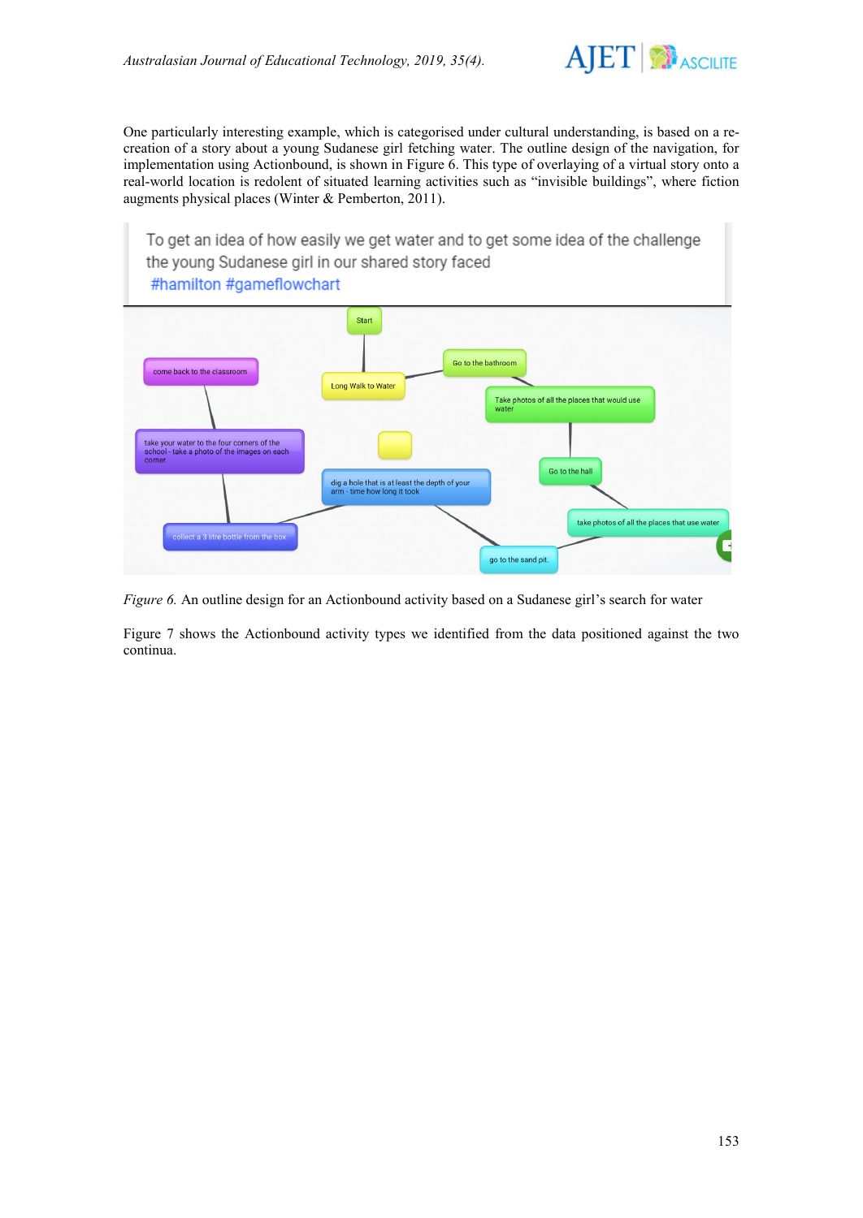One particularly interesting example, which is categorised under cultural understanding, is based on a re-creation of a story about a young Sudanese girl fetching water. The outline design of the navigation, for implementation using Actionbound, is shown in Figure 6. This type of overlaying of a virtual story onto a real-world location is redolent of situated learning activities such as "invisible buildings", where fiction augments physical places (Winter & Pemberton, 2011).

To get an idea of how easily we get water and to get some idea of the challenge the young Sudanese girl in our shared story faced
#hamilton #gameflowchart

Start

Long Walk to Water

Go to the bathroom

Take photos of all the places that would use water

Go to the hall

take photos of all the places that use water

go to the sand pit.

dig a hole that is at least the depth of your arm - time how long it took

collect a 3 litre bottle from the box

take your water to the four corners of the school - take a photo of the images on each corner.

come back to the classroom

*Figure 6.* An outline design for an Actionbound activity based on a Sudanese girl's search for water

Figure 7 shows the Actionbound activity types we identified from the data positioned against the two continua.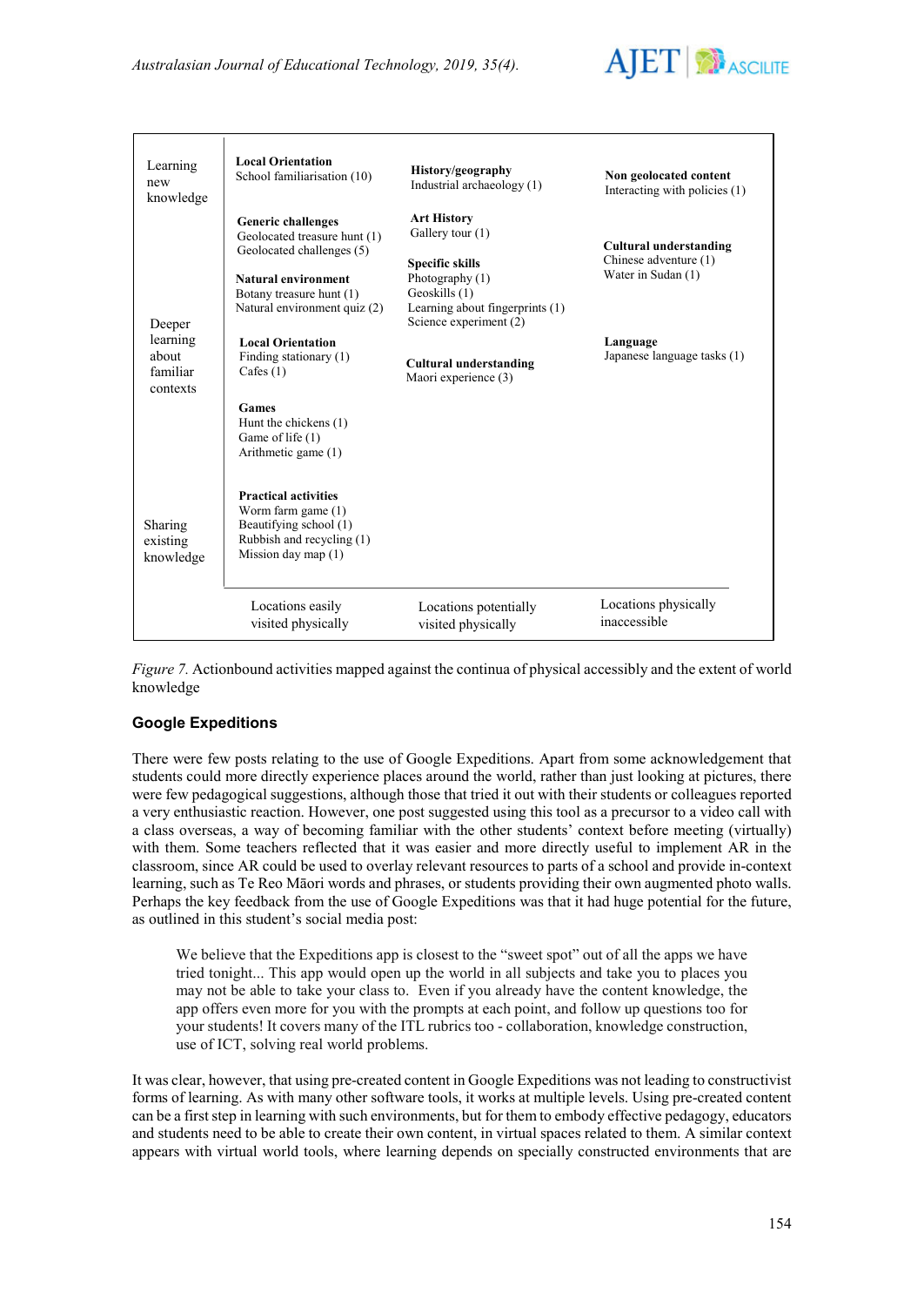| | Locations easily visited physically | Locations potentially visited physically | Locations physically inaccessible |
|---|---|---|---|
| Learning new knowledge | **Local Orientation**<br>School familiarisation (10)<br><br>**Generic challenges**<br>Geolocated treasure hunt (1)<br>Geolocated challenges (5)<br><br>**Natural environment**<br>Botany treasure hunt (1)<br>Natural environment quiz (2) | **History/geography**<br>Industrial archaeology (1)<br><br>**Art History**<br>Gallery tour (1)<br><br>**Specific skills**<br>Photography (1)<br>Geoskills (1)<br>Learning about fingerprints (1)<br>Science experiment (2) | **Non geolocated content**<br>Interacting with policies (1)<br><br>**Cultural understanding**<br>Chinese adventure (1)<br>Water in Sudan (1) |
| Deeper learning about familiar contexts | **Local Orientation**<br>Finding stationary (1)<br>Cafes (1)<br><br>**Games**<br>Hunt the chickens (1)<br>Game of life (1)<br>Arithmetic game (1) | **Cultural understanding**<br>Maori experience (3) | **Language**<br>Japanese language tasks (1) |
| Sharing existing knowledge | **Practical activities**<br>Worm farm game (1)<br>Beautifying school (1)<br>Rubbish and recycling (1)<br>Mission day map (1) | | |

*Figure 7.* Actionbound activities mapped against the continua of physical accessibly and the extent of world knowledge

## Google Expeditions

There were few posts relating to the use of Google Expeditions. Apart from some acknowledgement that students could more directly experience places around the world, rather than just looking at pictures, there were few pedagogical suggestions, although those that tried it out with their students or colleagues reported a very enthusiastic reaction. However, one post suggested using this tool as a precursor to a video call with a class overseas, a way of becoming familiar with the other students' context before meeting (virtually) with them. Some teachers reflected that it was easier and more directly useful to implement AR in the classroom, since AR could be used to overlay relevant resources to parts of a school and provide in-context learning, such as Te Reo Māori words and phrases, or students providing their own augmented photo walls. Perhaps the key feedback from the use of Google Expeditions was that it had huge potential for the future, as outlined in this student's social media post:

> We believe that the Expeditions app is closest to the "sweet spot" out of all the apps we have tried tonight... This app would open up the world in all subjects and take you to places you may not be able to take your class to. Even if you already have the content knowledge, the app offers even more for you with the prompts at each point, and follow up questions too for your students! It covers many of the ITL rubrics too - collaboration, knowledge construction, use of ICT, solving real world problems.

It was clear, however, that using pre-created content in Google Expeditions was not leading to constructivist forms of learning. As with many other software tools, it works at multiple levels. Using pre-created content can be a first step in learning with such environments, but for them to embody effective pedagogy, educators and students need to be able to create their own content, in virtual spaces related to them. A similar context appears with virtual world tools, where learning depends on specially constructed environments that are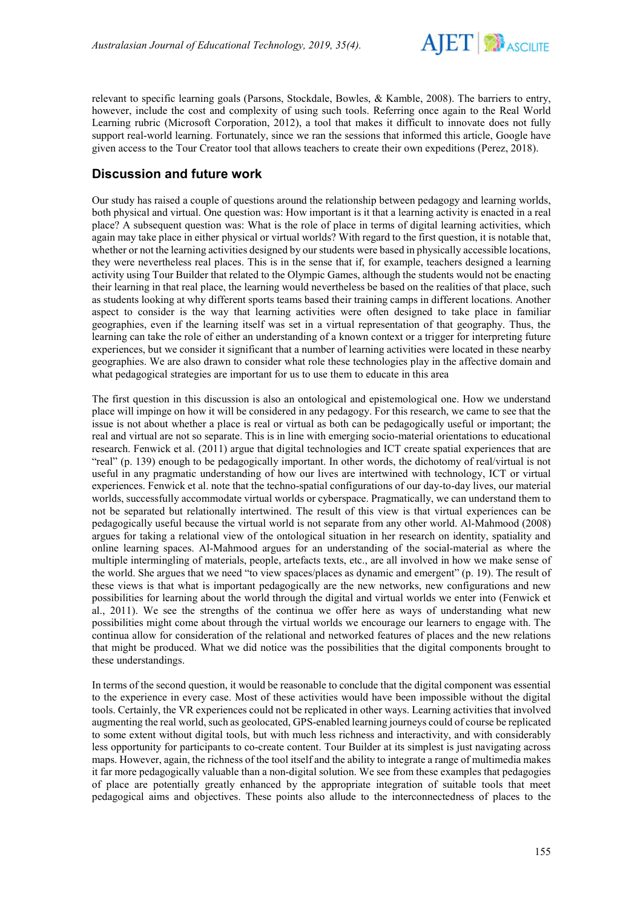relevant to specific learning goals (Parsons, Stockdale, Bowles, & Kamble, 2008). The barriers to entry, however, include the cost and complexity of using such tools. Referring once again to the Real World Learning rubric (Microsoft Corporation, 2012), a tool that makes it difficult to innovate does not fully support real-world learning. Fortunately, since we ran the sessions that informed this article, Google have given access to the Tour Creator tool that allows teachers to create their own expeditions (Perez, 2018).

## Discussion and future work

Our study has raised a couple of questions around the relationship between pedagogy and learning worlds, both physical and virtual. One question was: How important is it that a learning activity is enacted in a real place? A subsequent question was: What is the role of place in terms of digital learning activities, which again may take place in either physical or virtual worlds? With regard to the first question, it is notable that, whether or not the learning activities designed by our students were based in physically accessible locations, they were nevertheless real places. This is in the sense that if, for example, teachers designed a learning activity using Tour Builder that related to the Olympic Games, although the students would not be enacting their learning in that real place, the learning would nevertheless be based on the realities of that place, such as students looking at why different sports teams based their training camps in different locations. Another aspect to consider is the way that learning activities were often designed to take place in familiar geographies, even if the learning itself was set in a virtual representation of that geography. Thus, the learning can take the role of either an understanding of a known context or a trigger for interpreting future experiences, but we consider it significant that a number of learning activities were located in these nearby geographies. We are also drawn to consider what role these technologies play in the affective domain and what pedagogical strategies are important for us to use them to educate in this area

The first question in this discussion is also an ontological and epistemological one. How we understand place will impinge on how it will be considered in any pedagogy. For this research, we came to see that the issue is not about whether a place is real or virtual as both can be pedagogically useful or important; the real and virtual are not so separate. This is in line with emerging socio-material orientations to educational research. Fenwick et al. (2011) argue that digital technologies and ICT create spatial experiences that are "real" (p. 139) enough to be pedagogically important. In other words, the dichotomy of real/virtual is not useful in any pragmatic understanding of how our lives are intertwined with technology, ICT or virtual experiences. Fenwick et al. note that the techno-spatial configurations of our day-to-day lives, our material worlds, successfully accommodate virtual worlds or cyberspace. Pragmatically, we can understand them to not be separated but relationally intertwined. The result of this view is that virtual experiences can be pedagogically useful because the virtual world is not separate from any other world. Al-Mahmood (2008) argues for taking a relational view of the ontological situation in her research on identity, spatiality and online learning spaces. Al-Mahmood argues for an understanding of the social-material as one where the multiple intermingling of materials, people, artefacts texts, etc., are all involved in how we make sense of the world. She argues that we need "to view spaces/places as dynamic and emergent" (p. 19). The result of these views is that what is important pedagogically are the new networks, new configurations and new possibilities for learning about the world through the digital and virtual worlds we enter into (Fenwick et al., 2011). We see the strengths of the continua we offer here as ways of understanding what new possibilities might come about through the virtual worlds we encourage our learners to engage with. The continua allow for consideration of the relational and networked features of places and the new relations that might be produced. What we did notice was the possibilities that the digital components brought to these understandings.

In terms of the second question, it would be reasonable to conclude that the digital component was essential to the experience in every case. Most of these activities would have been impossible without the digital tools. Certainly, the VR experiences could not be replicated in other ways. Learning activities that involved augmenting the real world, such as geolocated, GPS-enabled learning journeys could of course be replicated to some extent without digital tools, but with much less richness and interactivity, and with considerably less opportunity for participants to co-create content. Tour Builder at its simplest is just navigating across maps. However, again, the richness of the tool itself and the ability to integrate a range of multimedia makes it far more pedagogically valuable than a non-digital solution. We see from these examples that pedagogies of place are potentially greatly enhanced by the appropriate integration of suitable tools that meet pedagogical aims and objectives. These points also allude to the interconnectedness of places to the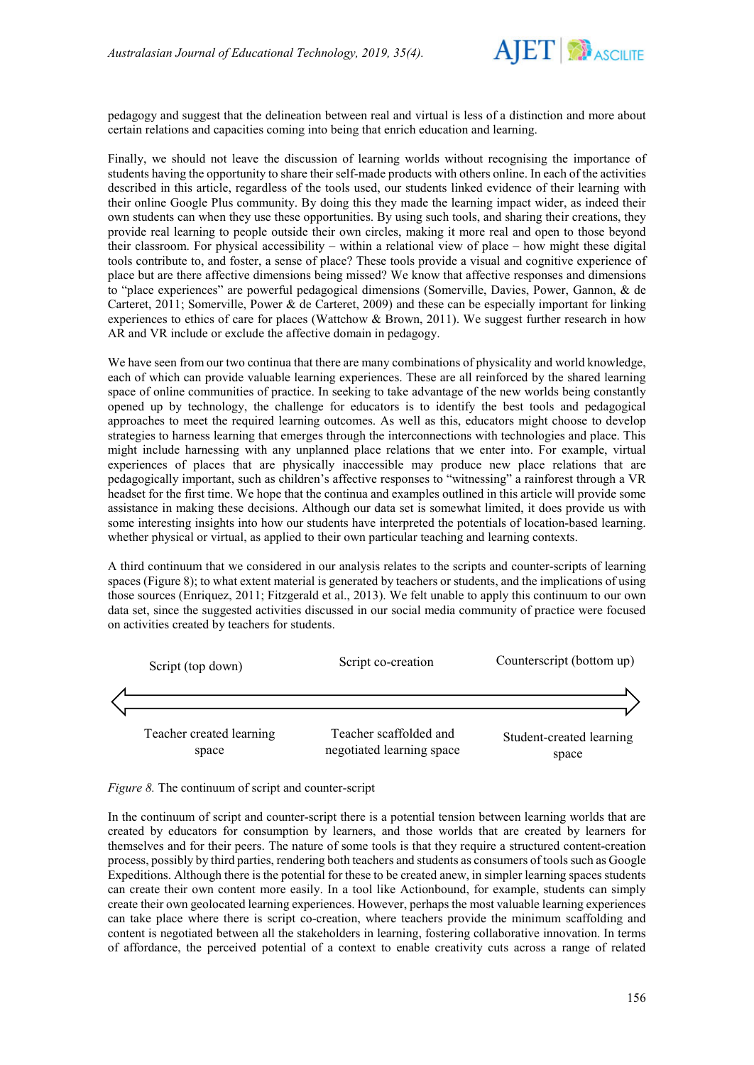pedagogy and suggest that the delineation between real and virtual is less of a distinction and more about certain relations and capacities coming into being that enrich education and learning.

Finally, we should not leave the discussion of learning worlds without recognising the importance of students having the opportunity to share their self-made products with others online. In each of the activities described in this article, regardless of the tools used, our students linked evidence of their learning with their online Google Plus community. By doing this they made the learning impact wider, as indeed their own students can when they use these opportunities. By using such tools, and sharing their creations, they provide real learning to people outside their own circles, making it more real and open to those beyond their classroom. For physical accessibility – within a relational view of place – how might these digital tools contribute to, and foster, a sense of place? These tools provide a visual and cognitive experience of place but are there affective dimensions being missed? We know that affective responses and dimensions to "place experiences" are powerful pedagogical dimensions (Somerville, Davies, Power, Gannon, & de Carteret, 2011; Somerville, Power & de Carteret, 2009) and these can be especially important for linking experiences to ethics of care for places (Wattchow & Brown, 2011). We suggest further research in how AR and VR include or exclude the affective domain in pedagogy.

We have seen from our two continua that there are many combinations of physicality and world knowledge, each of which can provide valuable learning experiences. These are all reinforced by the shared learning space of online communities of practice. In seeking to take advantage of the new worlds being constantly opened up by technology, the challenge for educators is to identify the best tools and pedagogical approaches to meet the required learning outcomes. As well as this, educators might choose to develop strategies to harness learning that emerges through the interconnections with technologies and place. This might include harnessing with any unplanned place relations that we enter into. For example, virtual experiences of places that are physically inaccessible may produce new place relations that are pedagogically important, such as children's affective responses to "witnessing" a rainforest through a VR headset for the first time. We hope that the continua and examples outlined in this article will provide some assistance in making these decisions. Although our data set is somewhat limited, it does provide us with some interesting insights into how our students have interpreted the potentials of location-based learning. whether physical or virtual, as applied to their own particular teaching and learning contexts.

A third continuum that we considered in our analysis relates to the scripts and counter-scripts of learning spaces (Figure 8); to what extent material is generated by teachers or students, and the implications of using those sources (Enriquez, 2011; Fitzgerald et al., 2013). We felt unable to apply this continuum to our own data set, since the suggested activities discussed in our social media community of practice were focused on activities created by teachers for students.

| Script (top down) | Script co-creation | Counterscript (bottom up) |
|---|---|---|
| ⟵ | ⟷ | ⟶ |
| Teacher created learning space | Teacher scaffolded and negotiated learning space | Student-created learning space |

*Figure 8.* The continuum of script and counter-script

In the continuum of script and counter-script there is a potential tension between learning worlds that are created by educators for consumption by learners, and those worlds that are created by learners for themselves and for their peers. The nature of some tools is that they require a structured content-creation process, possibly by third parties, rendering both teachers and students as consumers of tools such as Google Expeditions. Although there is the potential for these to be created anew, in simpler learning spaces students can create their own content more easily. In a tool like Actionbound, for example, students can simply create their own geolocated learning experiences. However, perhaps the most valuable learning experiences can take place where there is script co-creation, where teachers provide the minimum scaffolding and content is negotiated between all the stakeholders in learning, fostering collaborative innovation. In terms of affordance, the perceived potential of a context to enable creativity cuts across a range of related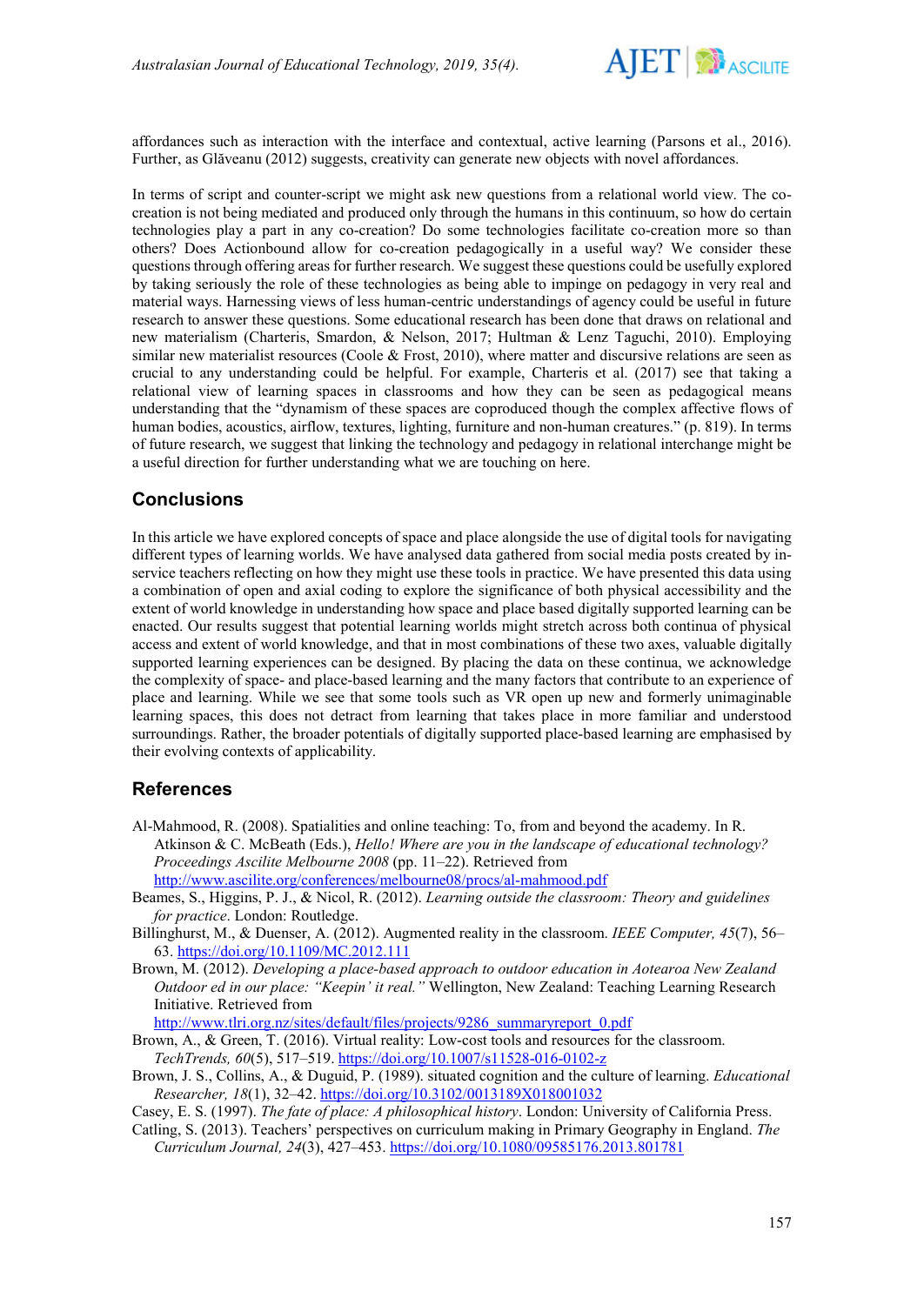affordances such as interaction with the interface and contextual, active learning (Parsons et al., 2016). Further, as Glăveanu (2012) suggests, creativity can generate new objects with novel affordances.

In terms of script and counter-script we might ask new questions from a relational world view. The co-creation is not being mediated and produced only through the humans in this continuum, so how do certain technologies play a part in any co-creation? Do some technologies facilitate co-creation more so than others? Does Actionbound allow for co-creation pedagogically in a useful way? We consider these questions through offering areas for further research. We suggest these questions could be usefully explored by taking seriously the role of these technologies as being able to impinge on pedagogy in very real and material ways. Harnessing views of less human-centric understandings of agency could be useful in future research to answer these questions. Some educational research has been done that draws on relational and new materialism (Charteris, Smardon, & Nelson, 2017; Hultman & Lenz Taguchi, 2010). Employing similar new materialist resources (Coole & Frost, 2010), where matter and discursive relations are seen as crucial to any understanding could be helpful. For example, Charteris et al. (2017) see that taking a relational view of learning spaces in classrooms and how they can be seen as pedagogical means understanding that the "dynamism of these spaces are coproduced though the complex affective flows of human bodies, acoustics, airflow, textures, lighting, furniture and non-human creatures." (p. 819). In terms of future research, we suggest that linking the technology and pedagogy in relational interchange might be a useful direction for further understanding what we are touching on here.

## Conclusions

In this article we have explored concepts of space and place alongside the use of digital tools for navigating different types of learning worlds. We have analysed data gathered from social media posts created by in-service teachers reflecting on how they might use these tools in practice. We have presented this data using a combination of open and axial coding to explore the significance of both physical accessibility and the extent of world knowledge in understanding how space and place based digitally supported learning can be enacted. Our results suggest that potential learning worlds might stretch across both continua of physical access and extent of world knowledge, and that in most combinations of these two axes, valuable digitally supported learning experiences can be designed. By placing the data on these continua, we acknowledge the complexity of space- and place-based learning and the many factors that contribute to an experience of place and learning. While we see that some tools such as VR open up new and formerly unimaginable learning spaces, this does not detract from learning that takes place in more familiar and understood surroundings. Rather, the broader potentials of digitally supported place-based learning are emphasised by their evolving contexts of applicability.

## References

Al-Mahmood, R. (2008). Spatialities and online teaching: To, from and beyond the academy. In R. Atkinson & C. McBeath (Eds.), *Hello! Where are you in the landscape of educational technology? Proceedings Ascilite Melbourne 2008* (pp. 11–22). Retrieved from http://www.ascilite.org/conferences/melbourne08/procs/al-mahmood.pdf

Beames, S., Higgins, P. J., & Nicol, R. (2012). *Learning outside the classroom: Theory and guidelines for practice*. London: Routledge.

Billinghurst, M., & Duenser, A. (2012). Augmented reality in the classroom. *IEEE Computer, 45*(7), 56–63. https://doi.org/10.1109/MC.2012.111

Brown, M. (2012). *Developing a place-based approach to outdoor education in Aotearoa New Zealand Outdoor ed in our place: "Keepin' it real."* Wellington, New Zealand: Teaching Learning Research Initiative. Retrieved from http://www.tlri.org.nz/sites/default/files/projects/9286_summaryreport_0.pdf

Brown, A., & Green, T. (2016). Virtual reality: Low-cost tools and resources for the classroom. *TechTrends, 60*(5), 517–519. https://doi.org/10.1007/s11528-016-0102-z

Brown, J. S., Collins, A., & Duguid, P. (1989). situated cognition and the culture of learning. *Educational Researcher, 18*(1), 32–42. https://doi.org/10.3102/0013189X018001032

Casey, E. S. (1997). *The fate of place: A philosophical history*. London: University of California Press.

Catling, S. (2013). Teachers' perspectives on curriculum making in Primary Geography in England. *The Curriculum Journal, 24*(3), 427–453. https://doi.org/10.1080/09585176.2013.801781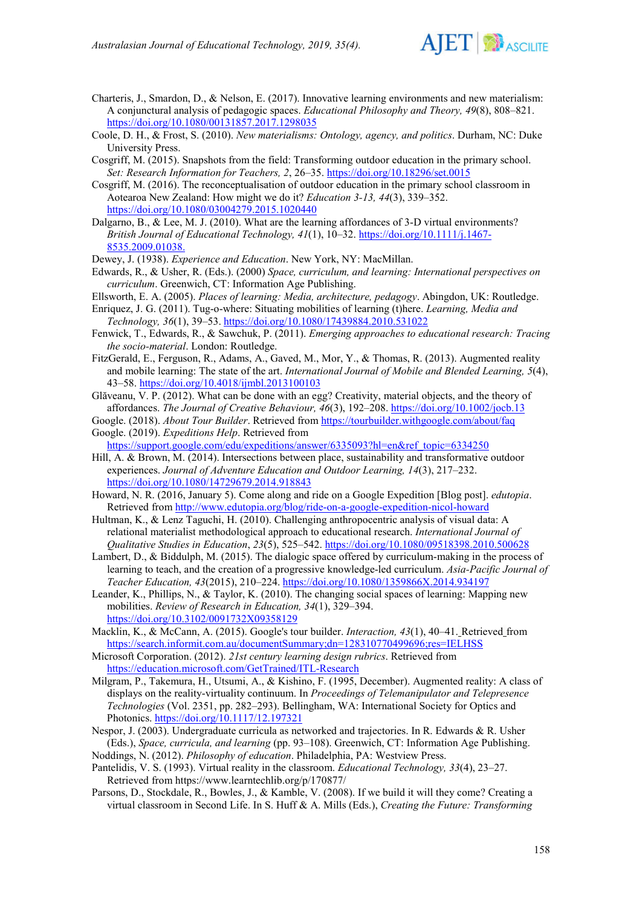Charteris, J., Smardon, D., & Nelson, E. (2017). Innovative learning environments and new materialism: A conjunctural analysis of pedagogic spaces. *Educational Philosophy and Theory, 49*(8), 808–821. https://doi.org/10.1080/00131857.2017.1298035

Coole, D. H., & Frost, S. (2010). *New materialisms: Ontology, agency, and politics*. Durham, NC: Duke University Press.

Cosgriff, M. (2015). Snapshots from the field: Transforming outdoor education in the primary school. *Set: Research Information for Teachers, 2*, 26–35. https://doi.org/10.18296/set.0015

Cosgriff, M. (2016). The reconceptualisation of outdoor education in the primary school classroom in Aotearoa New Zealand: How might we do it? *Education 3-13, 44*(3), 339–352. https://doi.org/10.1080/03004279.2015.1020440

Dalgarno, B., & Lee, M. J. (2010). What are the learning affordances of 3-D virtual environments? *British Journal of Educational Technology, 41*(1), 10–32. https://doi.org/10.1111/j.1467-8535.2009.01038.

Dewey, J. (1938). *Experience and Education*. New York, NY: MacMillan.

Edwards, R., & Usher, R. (Eds.). (2000) *Space, curriculum, and learning: International perspectives on curriculum*. Greenwich, CT: Information Age Publishing.

Ellsworth, E. A. (2005). *Places of learning: Media, architecture, pedagogy*. Abingdon, UK: Routledge.

Enriquez, J. G. (2011). Tug-o-where: Situating mobilities of learning (t)here. *Learning, Media and Technology, 36*(1), 39–53. https://doi.org/10.1080/17439884.2010.531022

Fenwick, T., Edwards, R., & Sawchuk, P. (2011). *Emerging approaches to educational research: Tracing the socio-material*. London: Routledge.

FitzGerald, E., Ferguson, R., Adams, A., Gaved, M., Mor, Y., & Thomas, R. (2013). Augmented reality and mobile learning: The state of the art. *International Journal of Mobile and Blended Learning, 5*(4), 43–58. https://doi.org/10.4018/ijmbl.2013100103

Glăveanu, V. P. (2012). What can be done with an egg? Creativity, material objects, and the theory of affordances. *The Journal of Creative Behaviour, 46*(3), 192–208. https://doi.org/10.1002/jocb.13

Google. (2018). *About Tour Builder*. Retrieved from https://tourbuilder.withgoogle.com/about/faq

Google. (2019). *Expeditions Help*. Retrieved from https://support.google.com/edu/expeditions/answer/6335093?hl=en&ref_topic=6334250

Hill, A. & Brown, M. (2014). Intersections between place, sustainability and transformative outdoor experiences. *Journal of Adventure Education and Outdoor Learning, 14*(3), 217–232. https://doi.org/10.1080/14729679.2014.918843

Howard, N. R. (2016, January 5). Come along and ride on a Google Expedition [Blog post]. *edutopia*. Retrieved from http://www.edutopia.org/blog/ride-on-a-google-expedition-nicol-howard

Hultman, K., & Lenz Taguchi, H. (2010). Challenging anthropocentric analysis of visual data: A relational materialist methodological approach to educational research. *International Journal of Qualitative Studies in Education*, *23*(5), 525–542. https://doi.org/10.1080/09518398.2010.500628

Lambert, D., & Biddulph, M. (2015). The dialogic space offered by curriculum-making in the process of learning to teach, and the creation of a progressive knowledge-led curriculum. *Asia-Pacific Journal of Teacher Education, 43*(2015), 210–224. https://doi.org/10.1080/1359866X.2014.934197

Leander, K., Phillips, N., & Taylor, K. (2010). The changing social spaces of learning: Mapping new mobilities. *Review of Research in Education, 34*(1), 329–394. https://doi.org/10.3102/0091732X09358129

Macklin, K., & McCann, A. (2015). Google's tour builder. *Interaction, 43*(1), 40–41. Retrieved from https://search.informit.com.au/documentSummary;dn=128310770499696;res=IELHSS

Microsoft Corporation. (2012). *21st century learning design rubrics*. Retrieved from https://education.microsoft.com/GetTrained/ITL-Research

Milgram, P., Takemura, H., Utsumi, A., & Kishino, F. (1995, December). Augmented reality: A class of displays on the reality-virtuality continuum. In *Proceedings of Telemanipulator and Telepresence Technologies* (Vol. 2351, pp. 282–293). Bellingham, WA: International Society for Optics and Photonics. https://doi.org/10.1117/12.197321

Nespor, J. (2003). Undergraduate curricula as networked and trajectories. In R. Edwards & R. Usher (Eds.), *Space, curricula, and learning* (pp. 93–108). Greenwich, CT: Information Age Publishing.

Noddings, N. (2012). *Philosophy of education*. Philadelphia, PA: Westview Press.

Pantelidis, V. S. (1993). Virtual reality in the classroom. *Educational Technology, 33*(4), 23–27. Retrieved from https://www.learntechlib.org/p/170877/

Parsons, D., Stockdale, R., Bowles, J., & Kamble, V. (2008). If we build it will they come? Creating a virtual classroom in Second Life. In S. Huff & A. Mills (Eds.), *Creating the Future: Transforming*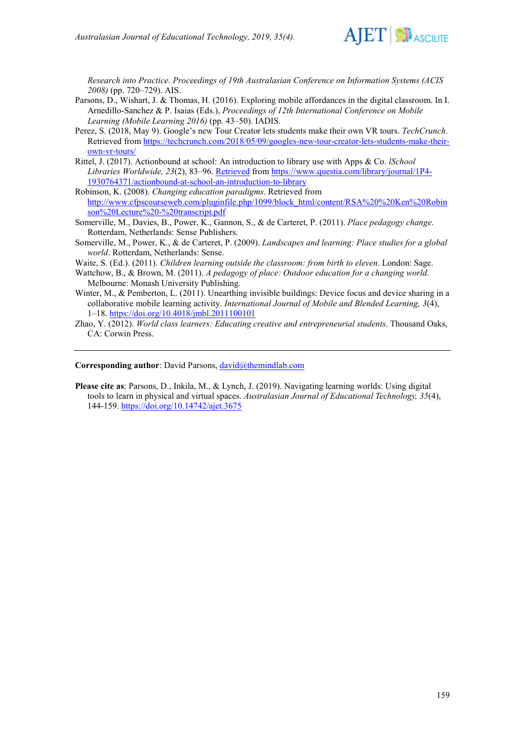*Research into Practice. Proceedings of 19th Australasian Conference on Information Systems (ACIS 2008)* (pp. 720–729). AIS.

Parsons, D., Wishart, J. & Thomas, H. (2016). Exploring mobile affordances in the digital classroom. In I. Arnedillo-Sanchez & P. Isaias (Eds.), *Proceedings of 12th International Conference on Mobile Learning (Mobile Learning 2016)* (pp. 43–50). IADIS.

Perez, S. (2018, May 9). Google's new Tour Creator lets students make their own VR tours. *TechCrunch*. Retrieved from https://techcrunch.com/2018/05/09/googles-new-tour-creator-lets-students-make-their-own-vr-tours/

Rittel, J. (2017). Actionbound at school: An introduction to library use with Apps & Co. *lSchool Libraries Worldwide, 23*(2), 83–96. Retrieved from https://www.questia.com/library/journal/1P4-1930764371/actionbound-at-school-an-introduction-to-library

Robinson, K. (2008). *Changing education paradigms*. Retrieved from http://www.cfpscourseweb.com/pluginfile.php/1099/block_html/content/RSA%20%20Ken%20Robinson%20Lecture%20-%20transcript.pdf

Somerville, M., Davies, B., Power, K., Gannon, S., & de Carteret, P. (2011). *Place pedagogy change*. Rotterdam, Netherlands: Sense Publishers.

Somerville, M., Power, K., & de Carteret, P. (2009). *Landscapes and learning: Place studies for a global world*. Rotterdam, Netherlands: Sense.

Waite, S. (Ed.). (2011). *Children learning outside the classroom: from birth to eleven*. London: Sage.

Wattchow, B., & Brown, M. (2011). *A pedagogy of place: Outdoor education for a changing world*. Melbourne: Monash University Publishing.

Winter, M., & Pemberton, L. (2011). Unearthing invisible buildings: Device focus and device sharing in a collaborative mobile learning activity. *International Journal of Mobile and Blended Learning, 3*(4), 1–18. https://doi.org/10.4018/jmbl.2011100101

Zhao, Y. (2012). *World class learners: Educating creative and entrepreneurial students*. Thousand Oaks, CA: Corwin Press.

---

**Corresponding author**: David Parsons, david@themindlab.com

**Please cite as**: Parsons, D., Inkila, M., & Lynch, J. (2019). Navigating learning worlds: Using digital tools to learn in physical and virtual spaces. *Australasian Journal of Educational Technology, 35*(4), 144-159. https://doi.org/10.14742/ajet.3675